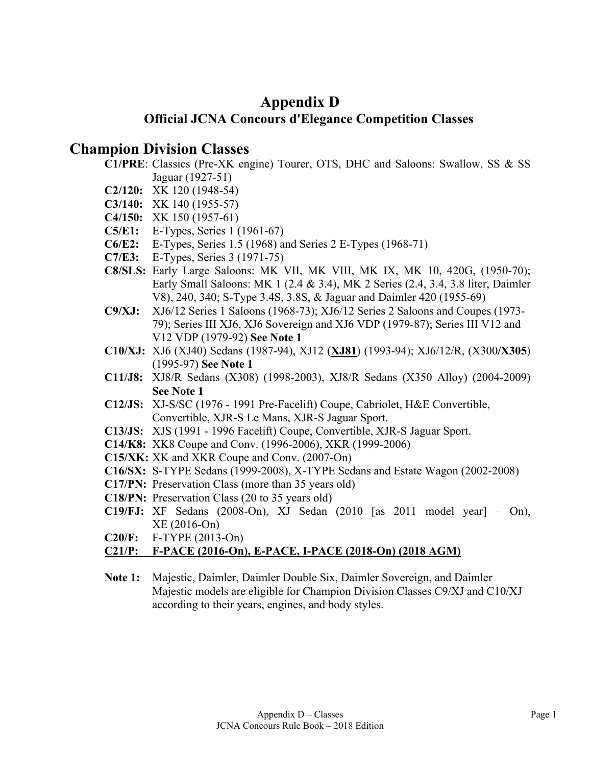# Appendix D

## Official JCNA Concours d'Elegance Competition Classes

## Champion Division Classes

**C1/PRE**: Classics (Pre-XK engine) Tourer, OTS, DHC and Saloons: Swallow, SS & SS Jaguar (1927-51)

**C2/120:** XK 120 (1948-54)

**C3/140:** XK 140 (1955-57)

**C4/150:** XK 150 (1957-61)

**C5/E1:** E-Types, Series 1 (1961-67)

**C6/E2:** E-Types, Series 1.5 (1968) and Series 2 E-Types (1968-71)

**C7/E3:** E-Types, Series 3 (1971-75)

**C8/SLS:** Early Large Saloons: MK VII, MK VIII, MK IX, MK 10, 420G, (1950-70); Early Small Saloons: MK 1 (2.4 & 3.4), MK 2 Series (2.4, 3.4, 3.8 liter, Daimler V8), 240, 340; S-Type 3.4S, 3.8S, & Jaguar and Daimler 420 (1955-69)

**C9/XJ:** XJ6/12 Series 1 Saloons (1968-73); XJ6/12 Series 2 Saloons and Coupes (1973-79); Series III XJ6, XJ6 Sovereign and XJ6 VDP (1979-87); Series III V12 and V12 VDP (1979-92) **See Note 1**

**C10/XJ:** XJ6 (XJ40) Sedans (1987-94), XJ12 (**<u>XJ81</u>**) (1993-94); XJ6/12/R, (X300/**X305**) (1995-97) **See Note 1**

**C11/J8:** XJ8/R Sedans (X308) (1998-2003), XJ8/R Sedans (X350 Alloy) (2004-2009) **See Note 1**

**C12/JS:** XJ-S/SC (1976 - 1991 Pre-Facelift) Coupe, Cabriolet, H&E Convertible, Convertible, XJR-S Le Mans, XJR-S Jaguar Sport.

**C13/JS:** XJS (1991 - 1996 Facelift) Coupe, Convertible, XJR-S Jaguar Sport.

**C14/K8:** XK8 Coupe and Conv. (1996-2006), XKR (1999-2006)

**C15/XK:** XK and XKR Coupe and Conv. (2007-On)

**C16/SX:** S-TYPE Sedans (1999-2008), X-TYPE Sedans and Estate Wagon (2002-2008)

**C17/PN:** Preservation Class (more than 35 years old)

**C18/PN:** Preservation Class (20 to 35 years old)

**C19/FJ:** XF Sedans (2008-On), XJ Sedan (2010 [as 2011 model year] – On), XE (2016-On)

**C20/F:** F-TYPE (2013-On)

**<u>C21/P: F-PACE (2016-On), E-PACE, I-PACE (2018-On) (2018 AGM)</u>**

**Note 1:** Majestic, Daimler, Daimler Double Six, Daimler Sovereign, and Daimler Majestic models are eligible for Champion Division Classes C9/XJ and C10/XJ according to their years, engines, and body styles.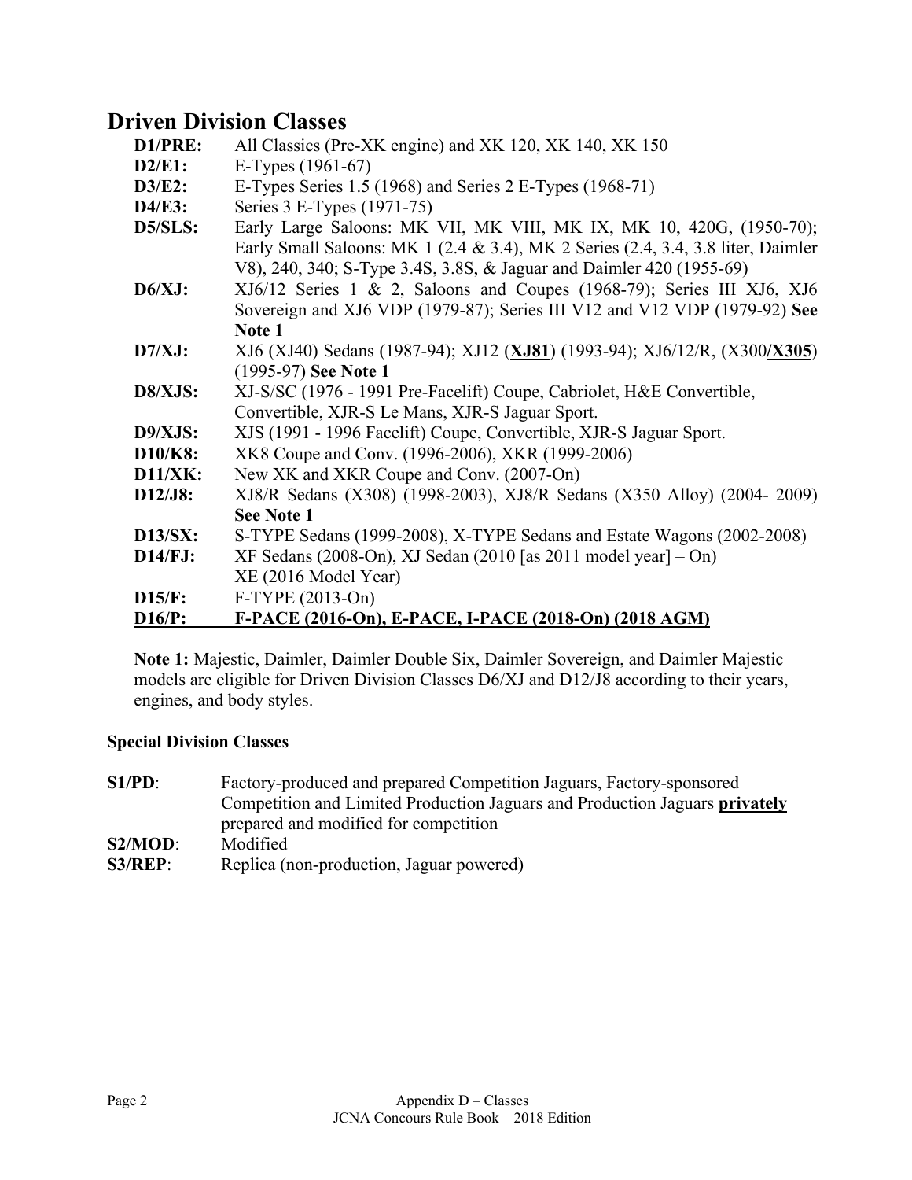## Driven Division Classes

| | |
|---|---|
| **D1/PRE:** | All Classics (Pre-XK engine) and XK 120, XK 140, XK 150 |
| **D2/E1:** | E-Types (1961-67) |
| **D3/E2:** | E-Types Series 1.5 (1968) and Series 2 E-Types (1968-71) |
| **D4/E3:** | Series 3 E-Types (1971-75) |
| **D5/SLS:** | Early Large Saloons: MK VII, MK VIII, MK IX, MK 10, 420G, (1950-70); Early Small Saloons: MK 1 (2.4 & 3.4), MK 2 Series (2.4, 3.4, 3.8 liter, Daimler V8), 240, 340; S-Type 3.4S, 3.8S, & Jaguar and Daimler 420 (1955-69) |
| **D6/XJ:** | XJ6/12 Series 1 & 2, Saloons and Coupes (1968-79); Series III XJ6, XJ6 Sovereign and XJ6 VDP (1979-87); Series III V12 and V12 VDP (1979-92) **See Note 1** |
| **D7/XJ:** | XJ6 (XJ40) Sedans (1987-94); XJ12 (**<u>XJ81</u>**) (1993-94); XJ6/12/R, (X300**/<u>X305</u>**) (1995-97) **See Note 1** |
| **D8/XJS:** | XJ-S/SC (1976 - 1991 Pre-Facelift) Coupe, Cabriolet, H&E Convertible, Convertible, XJR-S Le Mans, XJR-S Jaguar Sport. |
| **D9/XJS:** | XJS (1991 - 1996 Facelift) Coupe, Convertible, XJR-S Jaguar Sport. |
| **D10/K8:** | XK8 Coupe and Conv. (1996-2006), XKR (1999-2006) |
| **D11/XK:** | New XK and XKR Coupe and Conv. (2007-On) |
| **D12/J8:** | XJ8/R Sedans (X308) (1998-2003), XJ8/R Sedans (X350 Alloy) (2004- 2009) **See Note 1** |
| **D13/SX:** | S-TYPE Sedans (1999-2008), X-TYPE Sedans and Estate Wagons (2002-2008) |
| **D14/FJ:** | XF Sedans (2008-On), XJ Sedan (2010 [as 2011 model year] – On) XE (2016 Model Year) |
| **D15/F:** | F-TYPE (2013-On) |
| **<u>D16/P:</u>** | **<u>F-PACE (2016-On), E-PACE, I-PACE (2018-On) (2018 AGM)</u>** |

**Note 1:** Majestic, Daimler, Daimler Double Six, Daimler Sovereign, and Daimler Majestic models are eligible for Driven Division Classes D6/XJ and D12/J8 according to their years, engines, and body styles.

### Special Division Classes

| | |
|---|---|
| **S1/PD**: | Factory-produced and prepared Competition Jaguars, Factory-sponsored Competition and Limited Production Jaguars and Production Jaguars **<u>privately</u>** prepared and modified for competition |
| **S2/MOD**: | Modified |
| **S3/REP**: | Replica (non-production, Jaguar powered) |